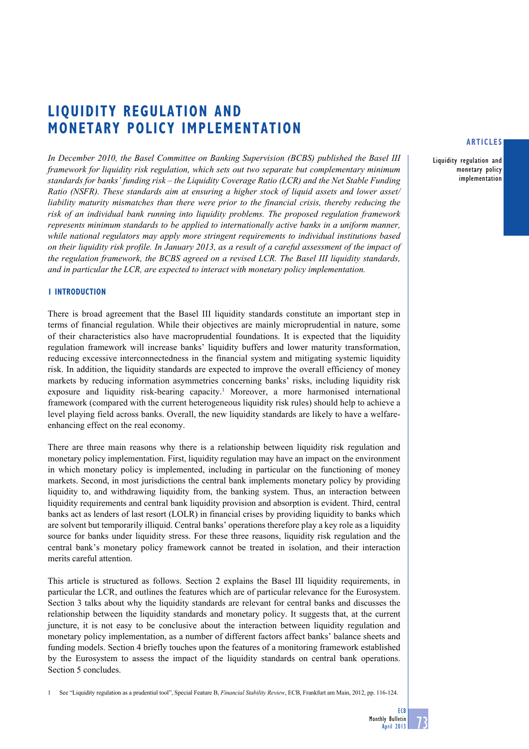# LIQUIDITY REGULATION AND MONETARY POLICY IMPLEMENTATION

*In December 2010, the Basel Committee on Banking Supervision (BCBS) published the Basel III framework for liquidity risk regulation, which sets out two separate but complementary minimum standards for banks' funding risk – the Liquidity Coverage Ratio (LCR) and the Net Stable Funding Ratio (NSFR). These standards aim at ensuring a higher stock of liquid assets and lower asset/liability maturity mismatches than there were prior to the financial crisis, thereby reducing the risk of an individual bank running into liquidity problems. The proposed regulation framework represents minimum standards to be applied to internationally active banks in a uniform manner, while national regulators may apply more stringent requirements to individual institutions based on their liquidity risk profile. In January 2013, as a result of a careful assessment of the impact of the regulation framework, the BCBS agreed on a revised LCR. The Basel III liquidity standards, and in particular the LCR, are expected to interact with monetary policy implementation.*

## 1 INTRODUCTION

There is broad agreement that the Basel III liquidity standards constitute an important step in terms of financial regulation. While their objectives are mainly microprudential in nature, some of their characteristics also have macroprudential foundations. It is expected that the liquidity regulation framework will increase banks' liquidity buffers and lower maturity transformation, reducing excessive interconnectedness in the financial system and mitigating systemic liquidity risk. In addition, the liquidity standards are expected to improve the overall efficiency of money markets by reducing information asymmetries concerning banks' risks, including liquidity risk exposure and liquidity risk-bearing capacity.[1] Moreover, a more harmonised international framework (compared with the current heterogeneous liquidity risk rules) should help to achieve a level playing field across banks. Overall, the new liquidity standards are likely to have a welfare-enhancing effect on the real economy.

There are three main reasons why there is a relationship between liquidity risk regulation and monetary policy implementation. First, liquidity regulation may have an impact on the environment in which monetary policy is implemented, including in particular on the functioning of money markets. Second, in most jurisdictions the central bank implements monetary policy by providing liquidity to, and withdrawing liquidity from, the banking system. Thus, an interaction between liquidity requirements and central bank liquidity provision and absorption is evident. Third, central banks act as lenders of last resort (LOLR) in financial crises by providing liquidity to banks which are solvent but temporarily illiquid. Central banks' operations therefore play a key role as a liquidity source for banks under liquidity stress. For these three reasons, liquidity risk regulation and the central bank's monetary policy framework cannot be treated in isolation, and their interaction merits careful attention.

This article is structured as follows. Section 2 explains the Basel III liquidity requirements, in particular the LCR, and outlines the features which are of particular relevance for the Eurosystem. Section 3 talks about why the liquidity standards are relevant for central banks and discusses the relationship between the liquidity standards and monetary policy. It suggests that, at the current juncture, it is not easy to be conclusive about the interaction between liquidity regulation and monetary policy implementation, as a number of different factors affect banks' balance sheets and funding models. Section 4 briefly touches upon the features of a monitoring framework established by the Eurosystem to assess the impact of the liquidity standards on central bank operations. Section 5 concludes.

[1] See "Liquidity regulation as a prudential tool", Special Feature B, *Financial Stability Review*, ECB, Frankfurt am Main, 2012, pp. 116-124.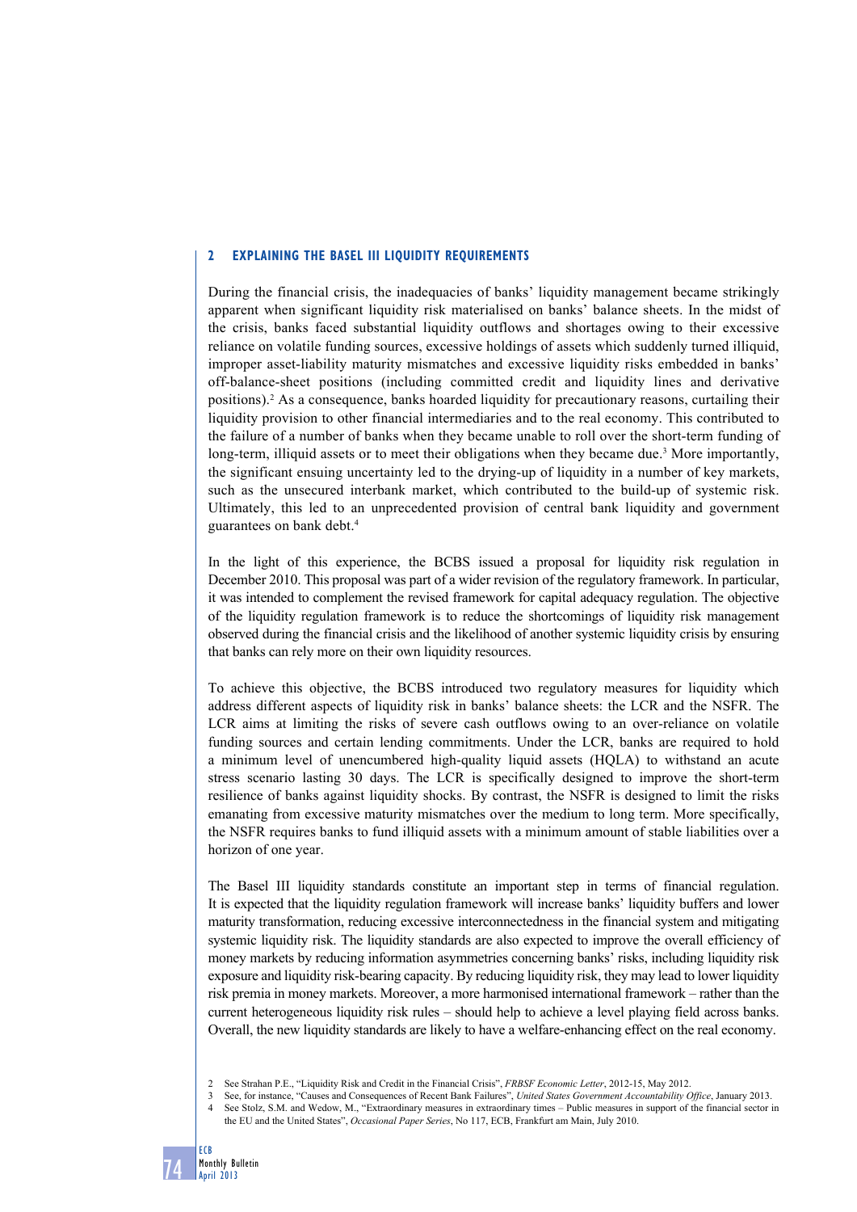## 2 EXPLAINING THE BASEL III LIQUIDITY REQUIREMENTS

During the financial crisis, the inadequacies of banks' liquidity management became strikingly apparent when significant liquidity risk materialised on banks' balance sheets. In the midst of the crisis, banks faced substantial liquidity outflows and shortages owing to their excessive reliance on volatile funding sources, excessive holdings of assets which suddenly turned illiquid, improper asset-liability maturity mismatches and excessive liquidity risks embedded in banks' off-balance-sheet positions (including committed credit and liquidity lines and derivative positions).[2] As a consequence, banks hoarded liquidity for precautionary reasons, curtailing their liquidity provision to other financial intermediaries and to the real economy. This contributed to the failure of a number of banks when they became unable to roll over the short-term funding of long-term, illiquid assets or to meet their obligations when they became due.[3] More importantly, the significant ensuing uncertainty led to the drying-up of liquidity in a number of key markets, such as the unsecured interbank market, which contributed to the build-up of systemic risk. Ultimately, this led to an unprecedented provision of central bank liquidity and government guarantees on bank debt.[4]

In the light of this experience, the BCBS issued a proposal for liquidity risk regulation in December 2010. This proposal was part of a wider revision of the regulatory framework. In particular, it was intended to complement the revised framework for capital adequacy regulation. The objective of the liquidity regulation framework is to reduce the shortcomings of liquidity risk management observed during the financial crisis and the likelihood of another systemic liquidity crisis by ensuring that banks can rely more on their own liquidity resources.

To achieve this objective, the BCBS introduced two regulatory measures for liquidity which address different aspects of liquidity risk in banks' balance sheets: the LCR and the NSFR. The LCR aims at limiting the risks of severe cash outflows owing to an over-reliance on volatile funding sources and certain lending commitments. Under the LCR, banks are required to hold a minimum level of unencumbered high-quality liquid assets (HQLA) to withstand an acute stress scenario lasting 30 days. The LCR is specifically designed to improve the short-term resilience of banks against liquidity shocks. By contrast, the NSFR is designed to limit the risks emanating from excessive maturity mismatches over the medium to long term. More specifically, the NSFR requires banks to fund illiquid assets with a minimum amount of stable liabilities over a horizon of one year.

The Basel III liquidity standards constitute an important step in terms of financial regulation. It is expected that the liquidity regulation framework will increase banks' liquidity buffers and lower maturity transformation, reducing excessive interconnectedness in the financial system and mitigating systemic liquidity risk. The liquidity standards are also expected to improve the overall efficiency of money markets by reducing information asymmetries concerning banks' risks, including liquidity risk exposure and liquidity risk-bearing capacity. By reducing liquidity risk, they may lead to lower liquidity risk premia in money markets. Moreover, a more harmonised international framework – rather than the current heterogeneous liquidity risk rules – should help to achieve a level playing field across banks. Overall, the new liquidity standards are likely to have a welfare-enhancing effect on the real economy.

2 See Strahan P.E., "Liquidity Risk and Credit in the Financial Crisis", *FRBSF Economic Letter*, 2012-15, May 2012.
3 See, for instance, "Causes and Consequences of Recent Bank Failures", *United States Government Accountability Office*, January 2013.
4 See Stolz, S.M. and Wedow, M., "Extraordinary measures in extraordinary times – Public measures in support of the financial sector in the EU and the United States", *Occasional Paper Series*, No 117, ECB, Frankfurt am Main, July 2010.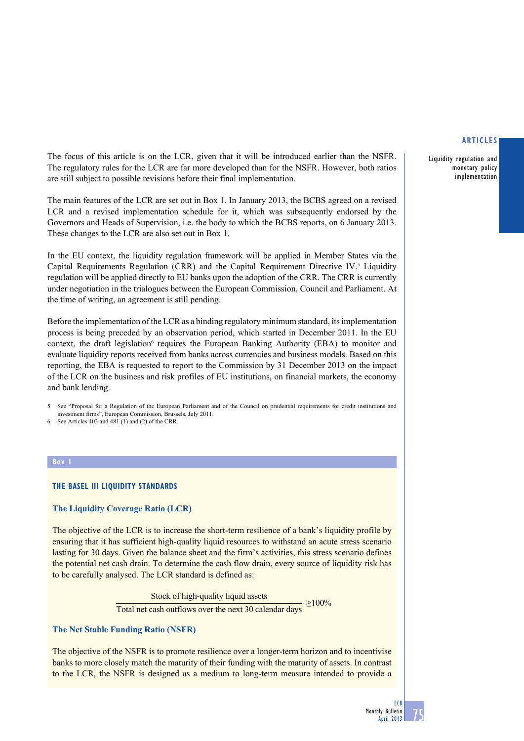The focus of this article is on the LCR, given that it will be introduced earlier than the NSFR. The regulatory rules for the LCR are far more developed than for the NSFR. However, both ratios are still subject to possible revisions before their final implementation.

The main features of the LCR are set out in Box 1. In January 2013, the BCBS agreed on a revised LCR and a revised implementation schedule for it, which was subsequently endorsed by the Governors and Heads of Supervision, i.e. the body to which the BCBS reports, on 6 January 2013. These changes to the LCR are also set out in Box 1.

In the EU context, the liquidity regulation framework will be applied in Member States via the Capital Requirements Regulation (CRR) and the Capital Requirement Directive IV.[5] Liquidity regulation will be applied directly to EU banks upon the adoption of the CRR. The CRR is currently under negotiation in the trialogues between the European Commission, Council and Parliament. At the time of writing, an agreement is still pending.

Before the implementation of the LCR as a binding regulatory minimum standard, its implementation process is being preceded by an observation period, which started in December 2011. In the EU context, the draft legislation[6] requires the European Banking Authority (EBA) to monitor and evaluate liquidity reports received from banks across currencies and business models. Based on this reporting, the EBA is requested to report to the Commission by 31 December 2013 on the impact of the LCR on the business and risk profiles of EU institutions, on financial markets, the economy and bank lending.

5 See "Proposal for a Regulation of the European Parliament and of the Council on prudential requirements for credit institutions and investment firms", European Commission, Brussels, July 2011.

6 See Articles 403 and 481 (1) and (2) of the CRR.

**Box 1**

## THE BASEL III LIQUIDITY STANDARDS

### The Liquidity Coverage Ratio (LCR)

The objective of the LCR is to increase the short-term resilience of a bank's liquidity profile by ensuring that it has sufficient high-quality liquid resources to withstand an acute stress scenario lasting for 30 days. Given the balance sheet and the firm's activities, this stress scenario defines the potential net cash drain. To determine the cash flow drain, every source of liquidity risk has to be carefully analysed. The LCR standard is defined as:

$$\frac{\text{Stock of high-quality liquid assets}}{\text{Total net cash outflows over the next 30 calendar days}} \geq 100\%$$

### The Net Stable Funding Ratio (NSFR)

The objective of the NSFR is to promote resilience over a longer-term horizon and to incentivise banks to more closely match the maturity of their funding with the maturity of assets. In contrast to the LCR, the NSFR is designed as a medium to long-term measure intended to provide a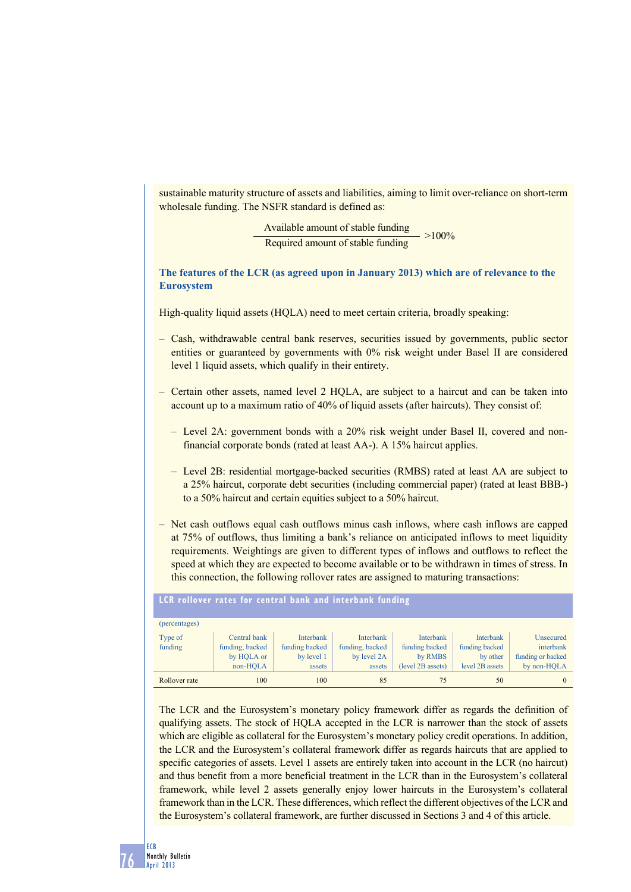sustainable maturity structure of assets and liabilities, aiming to limit over-reliance on short-term wholesale funding. The NSFR standard is defined as:

$$\frac{\text{Available amount of stable funding}}{\text{Required amount of stable funding}} > 100\%$$

**The features of the LCR (as agreed upon in January 2013) which are of relevance to the Eurosystem**

High-quality liquid assets (HQLA) need to meet certain criteria, broadly speaking:

- Cash, withdrawable central bank reserves, securities issued by governments, public sector entities or guaranteed by governments with 0% risk weight under Basel II are considered level 1 liquid assets, which qualify in their entirety.
- Certain other assets, named level 2 HQLA, are subject to a haircut and can be taken into account up to a maximum ratio of 40% of liquid assets (after haircuts). They consist of:
  - Level 2A: government bonds with a 20% risk weight under Basel II, covered and non-financial corporate bonds (rated at least AA-). A 15% haircut applies.
  - Level 2B: residential mortgage-backed securities (RMBS) rated at least AA are subject to a 25% haircut, corporate debt securities (including commercial paper) (rated at least BBB-) to a 50% haircut and certain equities subject to a 50% haircut.
- Net cash outflows equal cash outflows minus cash inflows, where cash inflows are capped at 75% of outflows, thus limiting a bank's reliance on anticipated inflows to meet liquidity requirements. Weightings are given to different types of inflows and outflows to reflect the speed at which they are expected to become available or to be withdrawn in times of stress. In this connection, the following rollover rates are assigned to maturing transactions:

**LCR rollover rates for central bank and interbank funding**

(percentages)

| Type of funding | Central bank funding, backed by HQLA or non-HQLA | Interbank funding backed by level 1 assets | Interbank funding, backed by level 2A assets | Interbank funding backed by RMBS (level 2B assets) | Interbank funding backed by other level 2B assets | Unsecured interbank funding or backed by non-HQLA |
|---|---|---|---|---|---|---|
| Rollover rate | 100 | 100 | 85 | 75 | 50 | 0 |

The LCR and the Eurosystem's monetary policy framework differ as regards the definition of qualifying assets. The stock of HQLA accepted in the LCR is narrower than the stock of assets which are eligible as collateral for the Eurosystem's monetary policy credit operations. In addition, the LCR and the Eurosystem's collateral framework differ as regards haircuts that are applied to specific categories of assets. Level 1 assets are entirely taken into account in the LCR (no haircut) and thus benefit from a more beneficial treatment in the LCR than in the Eurosystem's collateral framework, while level 2 assets generally enjoy lower haircuts in the Eurosystem's collateral framework than in the LCR. These differences, which reflect the different objectives of the LCR and the Eurosystem's collateral framework, are further discussed in Sections 3 and 4 of this article.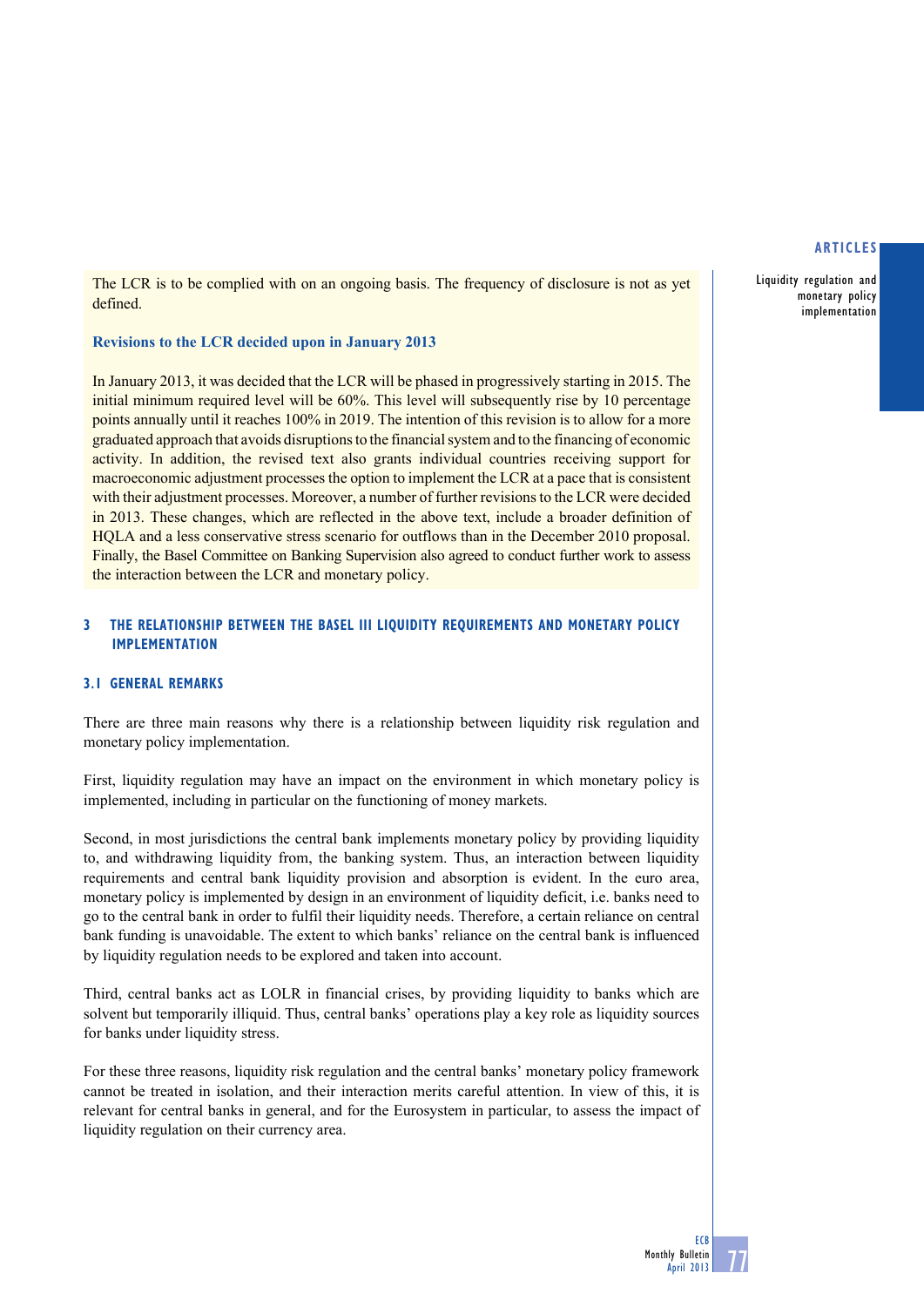The LCR is to be complied with on an ongoing basis. The frequency of disclosure is not as yet defined.

**Revisions to the LCR decided upon in January 2013**

In January 2013, it was decided that the LCR will be phased in progressively starting in 2015. The initial minimum required level will be 60%. This level will subsequently rise by 10 percentage points annually until it reaches 100% in 2019. The intention of this revision is to allow for a more graduated approach that avoids disruptions to the financial system and to the financing of economic activity. In addition, the revised text also grants individual countries receiving support for macroeconomic adjustment processes the option to implement the LCR at a pace that is consistent with their adjustment processes. Moreover, a number of further revisions to the LCR were decided in 2013. These changes, which are reflected in the above text, include a broader definition of HQLA and a less conservative stress scenario for outflows than in the December 2010 proposal. Finally, the Basel Committee on Banking Supervision also agreed to conduct further work to assess the interaction between the LCR and monetary policy.

## 3 THE RELATIONSHIP BETWEEN THE BASEL III LIQUIDITY REQUIREMENTS AND MONETARY POLICY IMPLEMENTATION

### 3.1 GENERAL REMARKS

There are three main reasons why there is a relationship between liquidity risk regulation and monetary policy implementation.

First, liquidity regulation may have an impact on the environment in which monetary policy is implemented, including in particular on the functioning of money markets.

Second, in most jurisdictions the central bank implements monetary policy by providing liquidity to, and withdrawing liquidity from, the banking system. Thus, an interaction between liquidity requirements and central bank liquidity provision and absorption is evident. In the euro area, monetary policy is implemented by design in an environment of liquidity deficit, i.e. banks need to go to the central bank in order to fulfil their liquidity needs. Therefore, a certain reliance on central bank funding is unavoidable. The extent to which banks' reliance on the central bank is influenced by liquidity regulation needs to be explored and taken into account.

Third, central banks act as LOLR in financial crises, by providing liquidity to banks which are solvent but temporarily illiquid. Thus, central banks' operations play a key role as liquidity sources for banks under liquidity stress.

For these three reasons, liquidity risk regulation and the central banks' monetary policy framework cannot be treated in isolation, and their interaction merits careful attention. In view of this, it is relevant for central banks in general, and for the Eurosystem in particular, to assess the impact of liquidity regulation on their currency area.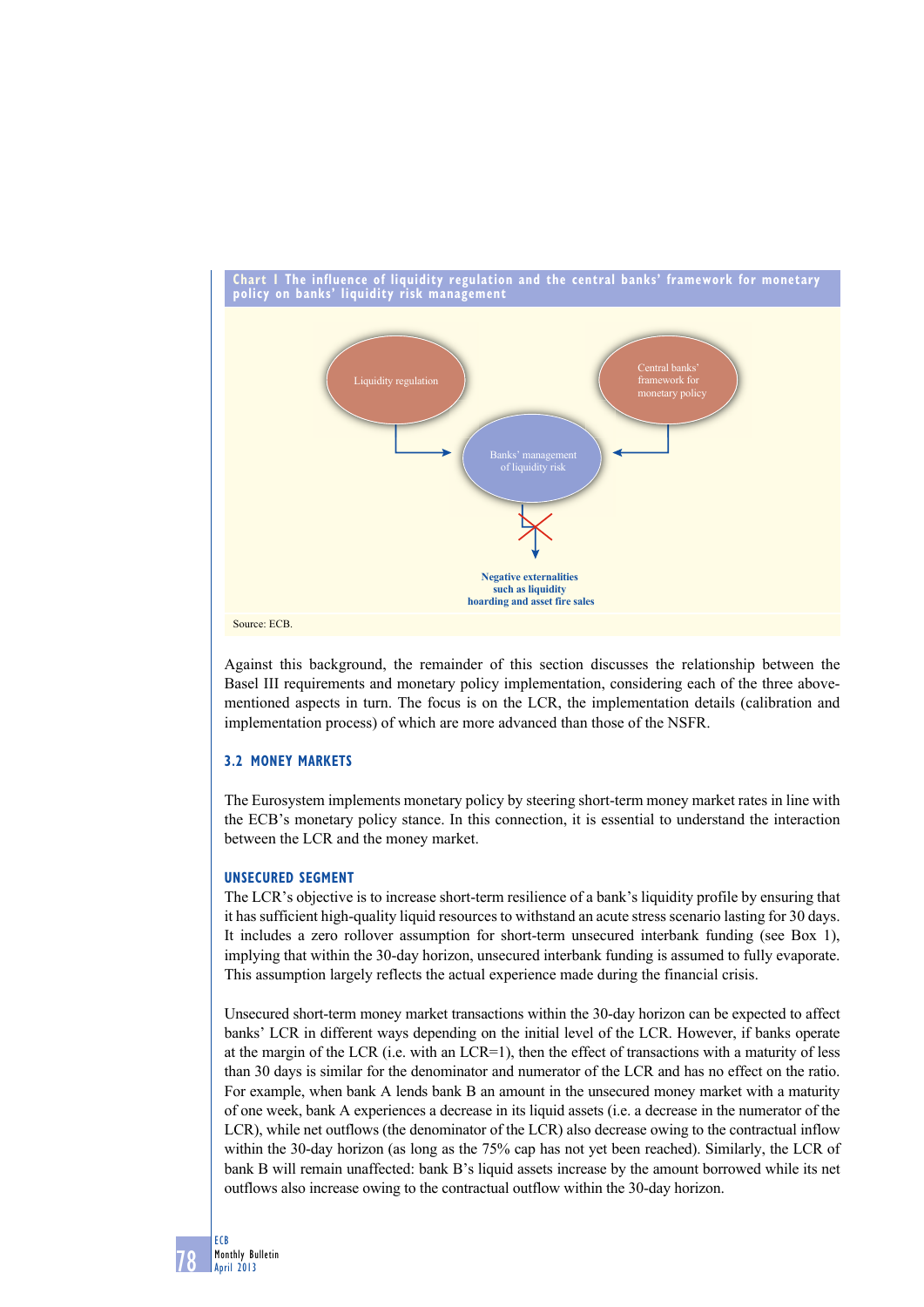**Chart 1 The influence of liquidity regulation and the central banks' framework for monetary policy on banks' liquidity risk management**

Liquidity regulation

Central banks' framework for monetary policy

Banks' management of liquidity risk

Negative externalities such as liquidity hoarding and asset fire sales

Source: ECB.

Against this background, the remainder of this section discusses the relationship between the Basel III requirements and monetary policy implementation, considering each of the three above-mentioned aspects in turn. The focus is on the LCR, the implementation details (calibration and implementation process) of which are more advanced than those of the NSFR.

### 3.2 MONEY MARKETS

The Eurosystem implements monetary policy by steering short-term money market rates in line with the ECB's monetary policy stance. In this connection, it is essential to understand the interaction between the LCR and the money market.

#### UNSECURED SEGMENT

The LCR's objective is to increase short-term resilience of a bank's liquidity profile by ensuring that it has sufficient high-quality liquid resources to withstand an acute stress scenario lasting for 30 days. It includes a zero rollover assumption for short-term unsecured interbank funding (see Box 1), implying that within the 30-day horizon, unsecured interbank funding is assumed to fully evaporate. This assumption largely reflects the actual experience made during the financial crisis.

Unsecured short-term money market transactions within the 30-day horizon can be expected to affect banks' LCR in different ways depending on the initial level of the LCR. However, if banks operate at the margin of the LCR (i.e. with an LCR=1), then the effect of transactions with a maturity of less than 30 days is similar for the denominator and numerator of the LCR and has no effect on the ratio. For example, when bank A lends bank B an amount in the unsecured money market with a maturity of one week, bank A experiences a decrease in its liquid assets (i.e. a decrease in the numerator of the LCR), while net outflows (the denominator of the LCR) also decrease owing to the contractual inflow within the 30-day horizon (as long as the 75% cap has not yet been reached). Similarly, the LCR of bank B will remain unaffected: bank B's liquid assets increase by the amount borrowed while its net outflows also increase owing to the contractual outflow within the 30-day horizon.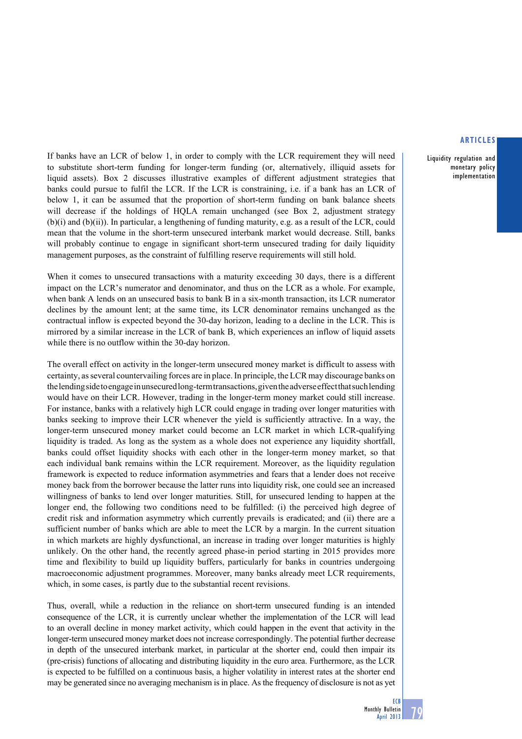If banks have an LCR of below 1, in order to comply with the LCR requirement they will need to substitute short-term funding for longer-term funding (or, alternatively, illiquid assets for liquid assets). Box 2 discusses illustrative examples of different adjustment strategies that banks could pursue to fulfil the LCR. If the LCR is constraining, i.e. if a bank has an LCR of below 1, it can be assumed that the proportion of short-term funding on bank balance sheets will decrease if the holdings of HQLA remain unchanged (see Box 2, adjustment strategy (b)(i) and (b)(ii)). In particular, a lengthening of funding maturity, e.g. as a result of the LCR, could mean that the volume in the short-term unsecured interbank market would decrease. Still, banks will probably continue to engage in significant short-term unsecured trading for daily liquidity management purposes, as the constraint of fulfilling reserve requirements will still hold.

When it comes to unsecured transactions with a maturity exceeding 30 days, there is a different impact on the LCR's numerator and denominator, and thus on the LCR as a whole. For example, when bank A lends on an unsecured basis to bank B in a six-month transaction, its LCR numerator declines by the amount lent; at the same time, its LCR denominator remains unchanged as the contractual inflow is expected beyond the 30-day horizon, leading to a decline in the LCR. This is mirrored by a similar increase in the LCR of bank B, which experiences an inflow of liquid assets while there is no outflow within the 30-day horizon.

The overall effect on activity in the longer-term unsecured money market is difficult to assess with certainty, as several countervailing forces are in place. In principle, the LCR may discourage banks on the lending side to engage in unsecured long-term transactions, given the adverse effect that such lending would have on their LCR. However, trading in the longer-term money market could still increase. For instance, banks with a relatively high LCR could engage in trading over longer maturities with banks seeking to improve their LCR whenever the yield is sufficiently attractive. In a way, the longer-term unsecured money market could become an LCR market in which LCR-qualifying liquidity is traded. As long as the system as a whole does not experience any liquidity shortfall, banks could offset liquidity shocks with each other in the longer-term money market, so that each individual bank remains within the LCR requirement. Moreover, as the liquidity regulation framework is expected to reduce information asymmetries and fears that a lender does not receive money back from the borrower because the latter runs into liquidity risk, one could see an increased willingness of banks to lend over longer maturities. Still, for unsecured lending to happen at the longer end, the following two conditions need to be fulfilled: (i) the perceived high degree of credit risk and information asymmetry which currently prevails is eradicated; and (ii) there are a sufficient number of banks which are able to meet the LCR by a margin. In the current situation in which markets are highly dysfunctional, an increase in trading over longer maturities is highly unlikely. On the other hand, the recently agreed phase-in period starting in 2015 provides more time and flexibility to build up liquidity buffers, particularly for banks in countries undergoing macroeconomic adjustment programmes. Moreover, many banks already meet LCR requirements, which, in some cases, is partly due to the substantial recent revisions.

Thus, overall, while a reduction in the reliance on short-term unsecured funding is an intended consequence of the LCR, it is currently unclear whether the implementation of the LCR will lead to an overall decline in money market activity, which could happen in the event that activity in the longer-term unsecured money market does not increase correspondingly. The potential further decrease in depth of the unsecured interbank market, in particular at the shorter end, could then impair its (pre-crisis) functions of allocating and distributing liquidity in the euro area. Furthermore, as the LCR is expected to be fulfilled on a continuous basis, a higher volatility in interest rates at the shorter end may be generated since no averaging mechanism is in place. As the frequency of disclosure is not as yet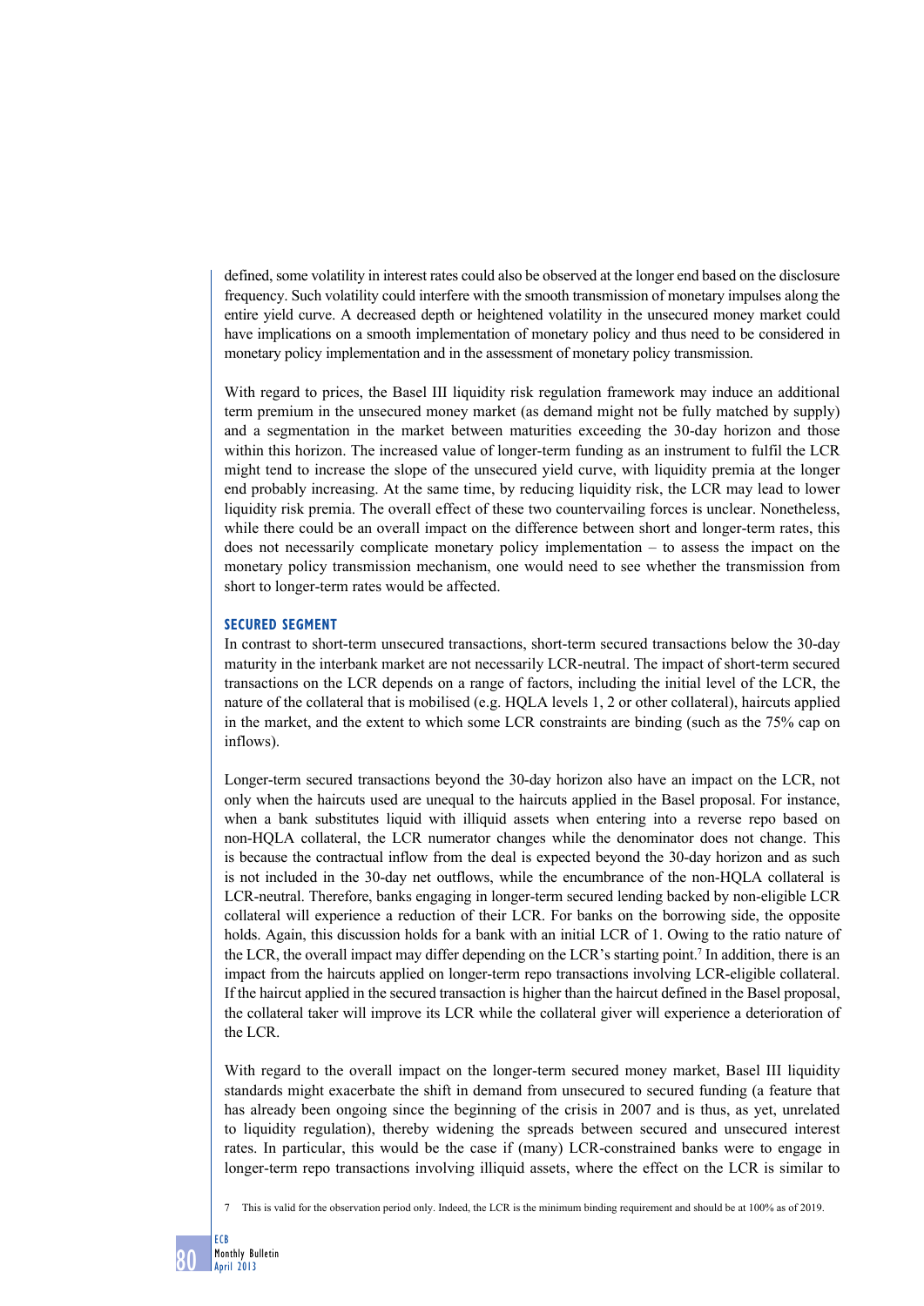defined, some volatility in interest rates could also be observed at the longer end based on the disclosure frequency. Such volatility could interfere with the smooth transmission of monetary impulses along the entire yield curve. A decreased depth or heightened volatility in the unsecured money market could have implications on a smooth implementation of monetary policy and thus need to be considered in monetary policy implementation and in the assessment of monetary policy transmission.

With regard to prices, the Basel III liquidity risk regulation framework may induce an additional term premium in the unsecured money market (as demand might not be fully matched by supply) and a segmentation in the market between maturities exceeding the 30-day horizon and those within this horizon. The increased value of longer-term funding as an instrument to fulfil the LCR might tend to increase the slope of the unsecured yield curve, with liquidity premia at the longer end probably increasing. At the same time, by reducing liquidity risk, the LCR may lead to lower liquidity risk premia. The overall effect of these two countervailing forces is unclear. Nonetheless, while there could be an overall impact on the difference between short and longer-term rates, this does not necessarily complicate monetary policy implementation – to assess the impact on the monetary policy transmission mechanism, one would need to see whether the transmission from short to longer-term rates would be affected.

#### SECURED SEGMENT

In contrast to short-term unsecured transactions, short-term secured transactions below the 30-day maturity in the interbank market are not necessarily LCR-neutral. The impact of short-term secured transactions on the LCR depends on a range of factors, including the initial level of the LCR, the nature of the collateral that is mobilised (e.g. HQLA levels 1, 2 or other collateral), haircuts applied in the market, and the extent to which some LCR constraints are binding (such as the 75% cap on inflows).

Longer-term secured transactions beyond the 30-day horizon also have an impact on the LCR, not only when the haircuts used are unequal to the haircuts applied in the Basel proposal. For instance, when a bank substitutes liquid with illiquid assets when entering into a reverse repo based on non-HQLA collateral, the LCR numerator changes while the denominator does not change. This is because the contractual inflow from the deal is expected beyond the 30-day horizon and as such is not included in the 30-day net outflows, while the encumbrance of the non-HQLA collateral is LCR-neutral. Therefore, banks engaging in longer-term secured lending backed by non-eligible LCR collateral will experience a reduction of their LCR. For banks on the borrowing side, the opposite holds. Again, this discussion holds for a bank with an initial LCR of 1. Owing to the ratio nature of the LCR, the overall impact may differ depending on the LCR's starting point.[7] In addition, there is an impact from the haircuts applied on longer-term repo transactions involving LCR-eligible collateral. If the haircut applied in the secured transaction is higher than the haircut defined in the Basel proposal, the collateral taker will improve its LCR while the collateral giver will experience a deterioration of the LCR.

With regard to the overall impact on the longer-term secured money market, Basel III liquidity standards might exacerbate the shift in demand from unsecured to secured funding (a feature that has already been ongoing since the beginning of the crisis in 2007 and is thus, as yet, unrelated to liquidity regulation), thereby widening the spreads between secured and unsecured interest rates. In particular, this would be the case if (many) LCR-constrained banks were to engage in longer-term repo transactions involving illiquid assets, where the effect on the LCR is similar to

7 This is valid for the observation period only. Indeed, the LCR is the minimum binding requirement and should be at 100% as of 2019.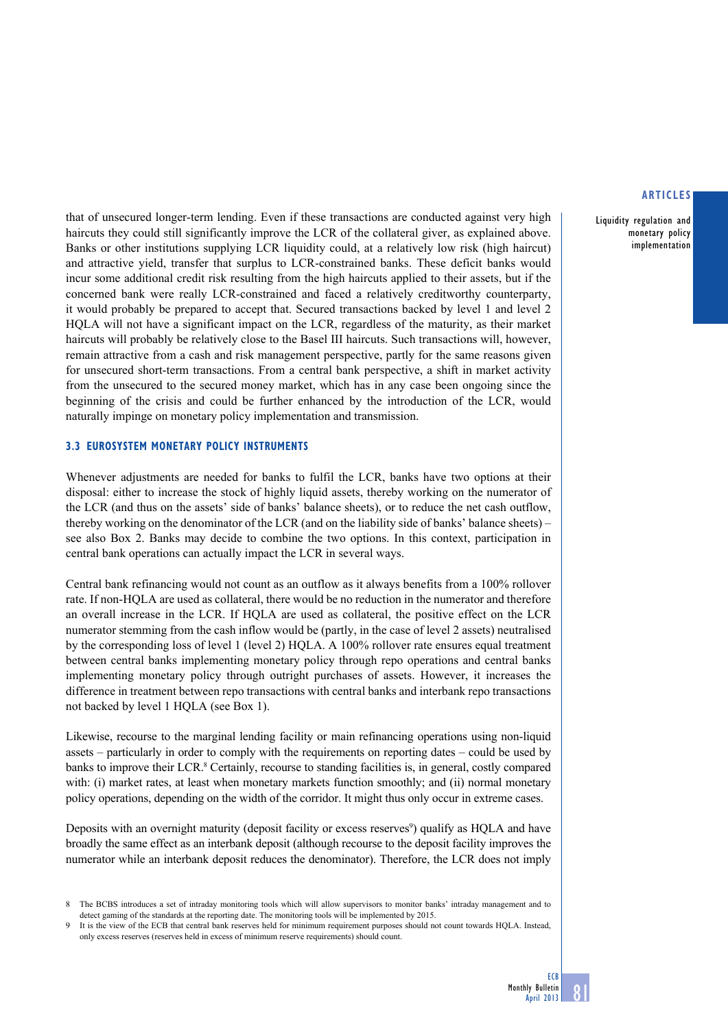that of unsecured longer-term lending. Even if these transactions are conducted against very high haircuts they could still significantly improve the LCR of the collateral giver, as explained above. Banks or other institutions supplying LCR liquidity could, at a relatively low risk (high haircut) and attractive yield, transfer that surplus to LCR-constrained banks. These deficit banks would incur some additional credit risk resulting from the high haircuts applied to their assets, but if the concerned bank were really LCR-constrained and faced a relatively creditworthy counterparty, it would probably be prepared to accept that. Secured transactions backed by level 1 and level 2 HQLA will not have a significant impact on the LCR, regardless of the maturity, as their market haircuts will probably be relatively close to the Basel III haircuts. Such transactions will, however, remain attractive from a cash and risk management perspective, partly for the same reasons given for unsecured short-term transactions. From a central bank perspective, a shift in market activity from the unsecured to the secured money market, which has in any case been ongoing since the beginning of the crisis and could be further enhanced by the introduction of the LCR, would naturally impinge on monetary policy implementation and transmission.

### 3.3 EUROSYSTEM MONETARY POLICY INSTRUMENTS

Whenever adjustments are needed for banks to fulfil the LCR, banks have two options at their disposal: either to increase the stock of highly liquid assets, thereby working on the numerator of the LCR (and thus on the assets' side of banks' balance sheets), or to reduce the net cash outflow, thereby working on the denominator of the LCR (and on the liability side of banks' balance sheets) – see also Box 2. Banks may decide to combine the two options. In this context, participation in central bank operations can actually impact the LCR in several ways.

Central bank refinancing would not count as an outflow as it always benefits from a 100% rollover rate. If non-HQLA are used as collateral, there would be no reduction in the numerator and therefore an overall increase in the LCR. If HQLA are used as collateral, the positive effect on the LCR numerator stemming from the cash inflow would be (partly, in the case of level 2 assets) neutralised by the corresponding loss of level 1 (level 2) HQLA. A 100% rollover rate ensures equal treatment between central banks implementing monetary policy through repo operations and central banks implementing monetary policy through outright purchases of assets. However, it increases the difference in treatment between repo transactions with central banks and interbank repo transactions not backed by level 1 HQLA (see Box 1).

Likewise, recourse to the marginal lending facility or main refinancing operations using non-liquid assets – particularly in order to comply with the requirements on reporting dates – could be used by banks to improve their LCR.[8] Certainly, recourse to standing facilities is, in general, costly compared with: (i) market rates, at least when monetary markets function smoothly; and (ii) normal monetary policy operations, depending on the width of the corridor. It might thus only occur in extreme cases.

Deposits with an overnight maturity (deposit facility or excess reserves[9]) qualify as HQLA and have broadly the same effect as an interbank deposit (although recourse to the deposit facility improves the numerator while an interbank deposit reduces the denominator). Therefore, the LCR does not imply

8 The BCBS introduces a set of intraday monitoring tools which will allow supervisors to monitor banks' intraday management and to detect gaming of the standards at the reporting date. The monitoring tools will be implemented by 2015.

9 It is the view of the ECB that central bank reserves held for minimum requirement purposes should not count towards HQLA. Instead, only excess reserves (reserves held in excess of minimum reserve requirements) should count.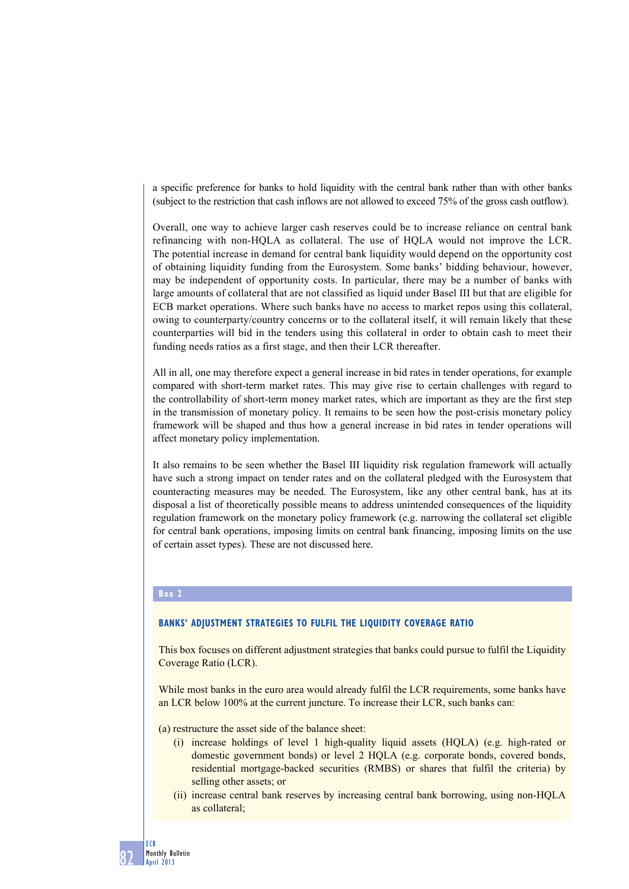a specific preference for banks to hold liquidity with the central bank rather than with other banks (subject to the restriction that cash inflows are not allowed to exceed 75% of the gross cash outflow).

Overall, one way to achieve larger cash reserves could be to increase reliance on central bank refinancing with non-HQLA as collateral. The use of HQLA would not improve the LCR. The potential increase in demand for central bank liquidity would depend on the opportunity cost of obtaining liquidity funding from the Eurosystem. Some banks' bidding behaviour, however, may be independent of opportunity costs. In particular, there may be a number of banks with large amounts of collateral that are not classified as liquid under Basel III but that are eligible for ECB market operations. Where such banks have no access to market repos using this collateral, owing to counterparty/country concerns or to the collateral itself, it will remain likely that these counterparties will bid in the tenders using this collateral in order to obtain cash to meet their funding needs ratios as a first stage, and then their LCR thereafter.

All in all, one may therefore expect a general increase in bid rates in tender operations, for example compared with short-term market rates. This may give rise to certain challenges with regard to the controllability of short-term money market rates, which are important as they are the first step in the transmission of monetary policy. It remains to be seen how the post-crisis monetary policy framework will be shaped and thus how a general increase in bid rates in tender operations will affect monetary policy implementation.

It also remains to be seen whether the Basel III liquidity risk regulation framework will actually have such a strong impact on tender rates and on the collateral pledged with the Eurosystem that counteracting measures may be needed. The Eurosystem, like any other central bank, has at its disposal a list of theoretically possible means to address unintended consequences of the liquidity regulation framework on the monetary policy framework (e.g. narrowing the collateral set eligible for central bank operations, imposing limits on central bank financing, imposing limits on the use of certain asset types). These are not discussed here.

**Box 2**

### BANKS' ADJUSTMENT STRATEGIES TO FULFIL THE LIQUIDITY COVERAGE RATIO

This box focuses on different adjustment strategies that banks could pursue to fulfil the Liquidity Coverage Ratio (LCR).

While most banks in the euro area would already fulfil the LCR requirements, some banks have an LCR below 100% at the current juncture. To increase their LCR, such banks can:

(a) restructure the asset side of the balance sheet:

- (i) increase holdings of level 1 high-quality liquid assets (HQLA) (e.g. high-rated or domestic government bonds) or level 2 HQLA (e.g. corporate bonds, covered bonds, residential mortgage-backed securities (RMBS) or shares that fulfil the criteria) by selling other assets; or
- (ii) increase central bank reserves by increasing central bank borrowing, using non-HQLA as collateral;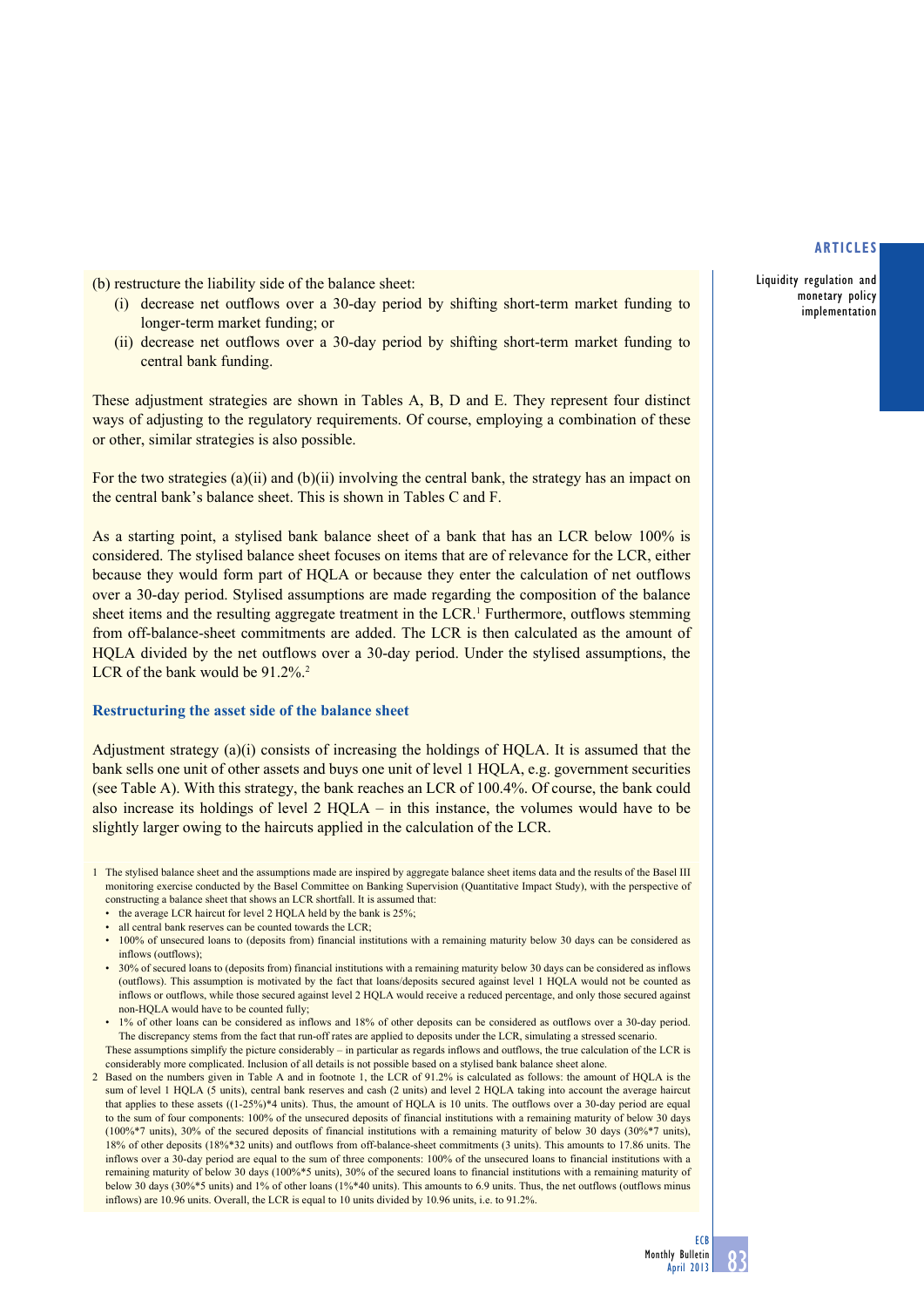(b) restructure the liability side of the balance sheet:

(i) decrease net outflows over a 30-day period by shifting short-term market funding to longer-term market funding; or

(ii) decrease net outflows over a 30-day period by shifting short-term market funding to central bank funding.

These adjustment strategies are shown in Tables A, B, D and E. They represent four distinct ways of adjusting to the regulatory requirements. Of course, employing a combination of these or other, similar strategies is also possible.

For the two strategies (a)(ii) and (b)(ii) involving the central bank, the strategy has an impact on the central bank's balance sheet. This is shown in Tables C and F.

As a starting point, a stylised bank balance sheet of a bank that has an LCR below 100% is considered. The stylised balance sheet focuses on items that are of relevance for the LCR, either because they would form part of HQLA or because they enter the calculation of net outflows over a 30-day period. Stylised assumptions are made regarding the composition of the balance sheet items and the resulting aggregate treatment in the LCR.[1] Furthermore, outflows stemming from off-balance-sheet commitments are added. The LCR is then calculated as the amount of HQLA divided by the net outflows over a 30-day period. Under the stylised assumptions, the LCR of the bank would be 91.2%.[2]

### Restructuring the asset side of the balance sheet

Adjustment strategy (a)(i) consists of increasing the holdings of HQLA. It is assumed that the bank sells one unit of other assets and buys one unit of level 1 HQLA, e.g. government securities (see Table A). With this strategy, the bank reaches an LCR of 100.4%. Of course, the bank could also increase its holdings of level 2 HQLA – in this instance, the volumes would have to be slightly larger owing to the haircuts applied in the calculation of the LCR.

1 The stylised balance sheet and the assumptions made are inspired by aggregate balance sheet items data and the results of the Basel III monitoring exercise conducted by the Basel Committee on Banking Supervision (Quantitative Impact Study), with the perspective of constructing a balance sheet that shows an LCR shortfall. It is assumed that:

- the average LCR haircut for level 2 HQLA held by the bank is 25%;
- all central bank reserves can be counted towards the LCR;
- 100% of unsecured loans to (deposits from) financial institutions with a remaining maturity below 30 days can be considered as inflows (outflows);
- 30% of secured loans to (deposits from) financial institutions with a remaining maturity below 30 days can be considered as inflows (outflows). This assumption is motivated by the fact that loans/deposits secured against level 1 HQLA would not be counted as inflows or outflows, while those secured against level 2 HQLA would receive a reduced percentage, and only those secured against non-HQLA would have to be counted fully;
- 1% of other loans can be considered as inflows and 18% of other deposits can be considered as outflows over a 30-day period. The discrepancy stems from the fact that run-off rates are applied to deposits under the LCR, simulating a stressed scenario.

These assumptions simplify the picture considerably – in particular as regards inflows and outflows, the true calculation of the LCR is considerably more complicated. Inclusion of all details is not possible based on a stylised bank balance sheet alone.

2 Based on the numbers given in Table A and in footnote 1, the LCR of 91.2% is calculated as follows: the amount of HQLA is the sum of level 1 HQLA (5 units), central bank reserves and cash (2 units) and level 2 HQLA taking into account the average haircut that applies to these assets ((1-25%)*4 units). Thus, the amount of HQLA is 10 units. The outflows over a 30-day period are equal to the sum of four components: 100% of the unsecured deposits of financial institutions with a remaining maturity of below 30 days (100%*7 units), 30% of the secured deposits of financial institutions with a remaining maturity of below 30 days (30%*7 units), 18% of other deposits (18%*32 units) and outflows from off-balance-sheet commitments (3 units). This amounts to 17.86 units. The inflows over a 30-day period are equal to the sum of three components: 100% of the unsecured loans to financial institutions with a remaining maturity of below 30 days (100%*5 units), 30% of the secured loans to financial institutions with a remaining maturity of below 30 days (30%*5 units) and 1% of other loans (1%*40 units). This amounts to 6.9 units. Thus, the net outflows (outflows minus inflows) are 10.96 units. Overall, the LCR is equal to 10 units divided by 10.96 units, i.e. to 91.2%.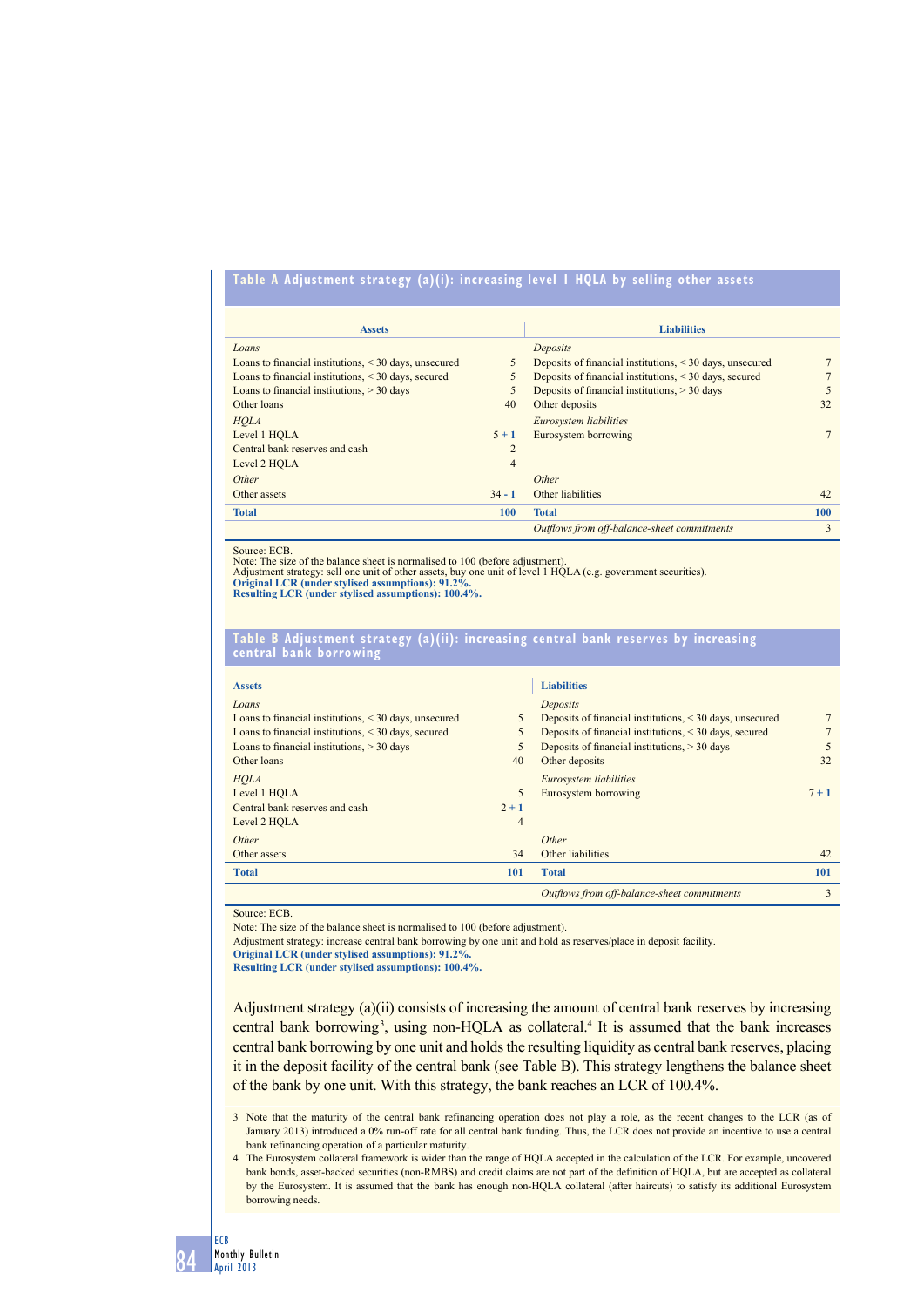### Table A Adjustment strategy (a)(i): increasing level 1 HQLA by selling other assets

| Assets | | Liabilities | |
|---|---|---|---|
| *Loans* | | *Deposits* | |
| Loans to financial institutions, < 30 days, unsecured | 5 | Deposits of financial institutions, < 30 days, unsecured | 7 |
| Loans to financial institutions, < 30 days, secured | 5 | Deposits of financial institutions, < 30 days, secured | 7 |
| Loans to financial institutions, > 30 days | 5 | Deposits of financial institutions, > 30 days | 5 |
| Other loans | 40 | Other deposits | 32 |
| *HQLA* | | *Eurosystem liabilities* | |
| Level 1 HQLA | 5 + **1** | Eurosystem borrowing | 7 |
| Central bank reserves and cash | 2 | | |
| Level 2 HQLA | 4 | | |
| *Other* | | *Other* | |
| Other assets | 34 - **1** | Other liabilities | 42 |
| **Total** | **100** | **Total** | **100** |
| | | *Outflows from off-balance-sheet commitments* | 3 |

Source: ECB.
Note: The size of the balance sheet is normalised to 100 (before adjustment).
Adjustment strategy: sell one unit of other assets, buy one unit of level 1 HQLA (e.g. government securities).
**Original LCR (under stylised assumptions): 91.2%.**
**Resulting LCR (under stylised assumptions): 100.4%.**

### Table B Adjustment strategy (a)(ii): increasing central bank reserves by increasing central bank borrowing

| Assets | | Liabilities | |
|---|---|---|---|
| *Loans* | | *Deposits* | |
| Loans to financial institutions, < 30 days, unsecured | 5 | Deposits of financial institutions, < 30 days, unsecured | 7 |
| Loans to financial institutions, < 30 days, secured | 5 | Deposits of financial institutions, < 30 days, secured | 7 |
| Loans to financial institutions, > 30 days | 5 | Deposits of financial institutions, > 30 days | 5 |
| Other loans | 40 | Other deposits | 32 |
| *HQLA* | | *Eurosystem liabilities* | |
| Level 1 HQLA | 5 | Eurosystem borrowing | 7 + **1** |
| Central bank reserves and cash | 2 + **1** | | |
| Level 2 HQLA | 4 | | |
| *Other* | | *Other* | |
| Other assets | 34 | Other liabilities | 42 |
| **Total** | **101** | **Total** | **101** |
| | | *Outflows from off-balance-sheet commitments* | 3 |

Source: ECB.
Note: The size of the balance sheet is normalised to 100 (before adjustment).
Adjustment strategy: increase central bank borrowing by one unit and hold as reserves/place in deposit facility.
**Original LCR (under stylised assumptions): 91.2%.**
**Resulting LCR (under stylised assumptions): 100.4%.**

Adjustment strategy (a)(ii) consists of increasing the amount of central bank reserves by increasing central bank borrowing[3], using non-HQLA as collateral.[4] It is assumed that the bank increases central bank borrowing by one unit and holds the resulting liquidity as central bank reserves, placing it in the deposit facility of the central bank (see Table B). This strategy lengthens the balance sheet of the bank by one unit. With this strategy, the bank reaches an LCR of 100.4%.

3 Note that the maturity of the central bank refinancing operation does not play a role, as the recent changes to the LCR (as of January 2013) introduced a 0% run-off rate for all central bank funding. Thus, the LCR does not provide an incentive to use a central bank refinancing operation of a particular maturity.

4 The Eurosystem collateral framework is wider than the range of HQLA accepted in the calculation of the LCR. For example, uncovered bank bonds, asset-backed securities (non-RMBS) and credit claims are not part of the definition of HQLA, but are accepted as collateral by the Eurosystem. It is assumed that the bank has enough non-HQLA collateral (after haircuts) to satisfy its additional Eurosystem borrowing needs.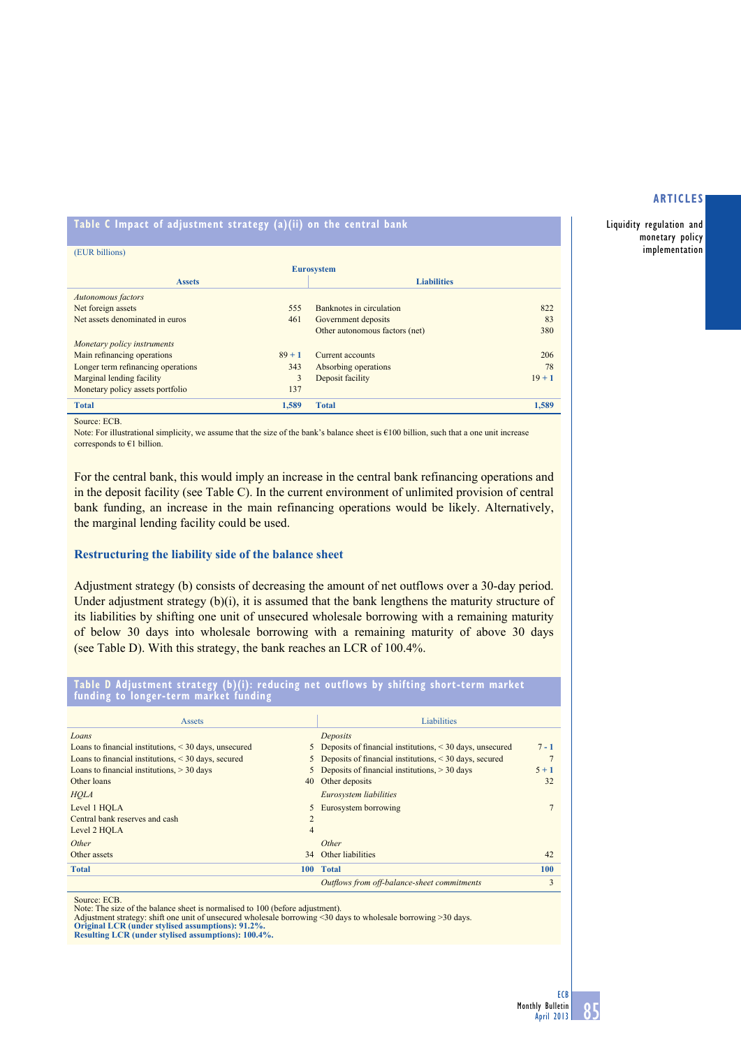**Table C Impact of adjustment strategy (a)(ii) on the central bank**

(EUR billions)

| Eurosystem | | | |
|---|---|---|---|
| **Assets** | | **Liabilities** | |
| *Autonomous factors* | | | |
| Net foreign assets | 555 | Banknotes in circulation | 822 |
| Net assets denominated in euros | 461 | Government deposits | 83 |
| | | Other autonomous factors (net) | 380 |
| *Monetary policy instruments* | | | |
| Main refinancing operations | 89 + 1 | Current accounts | 206 |
| Longer term refinancing operations | 343 | Absorbing operations | 78 |
| Marginal lending facility | 3 | Deposit facility | 19 + 1 |
| Monetary policy assets portfolio | 137 | | |
| **Total** | **1,589** | **Total** | **1,589** |

Source: ECB.
Note: For illustrational simplicity, we assume that the size of the bank's balance sheet is €100 billion, such that a one unit increase corresponds to €1 billion.

For the central bank, this would imply an increase in the central bank refinancing operations and in the deposit facility (see Table C). In the current environment of unlimited provision of central bank funding, an increase in the main refinancing operations would be likely. Alternatively, the marginal lending facility could be used.

### Restructuring the liability side of the balance sheet

Adjustment strategy (b) consists of decreasing the amount of net outflows over a 30-day period. Under adjustment strategy (b)(i), it is assumed that the bank lengthens the maturity structure of its liabilities by shifting one unit of unsecured wholesale borrowing with a remaining maturity of below 30 days into wholesale borrowing with a remaining maturity of above 30 days (see Table D). With this strategy, the bank reaches an LCR of 100.4%.

**Table D Adjustment strategy (b)(i): reducing net outflows by shifting short-term market funding to longer-term market funding**

| Assets | | Liabilities | |
|---|---|---|---|
| *Loans* | | *Deposits* | |
| Loans to financial institutions, < 30 days, unsecured | 5 | Deposits of financial institutions, < 30 days, unsecured | 7 - 1 |
| Loans to financial institutions, < 30 days, secured | 5 | Deposits of financial institutions, < 30 days, secured | 7 |
| Loans to financial institutions, > 30 days | 5 | Deposits of financial institutions, > 30 days | 5 + 1 |
| Other loans | 40 | Other deposits | 32 |
| *HQLA* | | *Eurosystem liabilities* | |
| Level 1 HQLA | 5 | Eurosystem borrowing | 7 |
| Central bank reserves and cash | 2 | | |
| Level 2 HQLA | 4 | | |
| *Other* | | *Other* | |
| Other assets | 34 | Other liabilities | 42 |
| **Total** | **100** | **Total** | **100** |
| | | *Outflows from off-balance-sheet commitments* | 3 |

Source: ECB.
Note: The size of the balance sheet is normalised to 100 (before adjustment).
Adjustment strategy: shift one unit of unsecured wholesale borrowing <30 days to wholesale borrowing >30 days.
**Original LCR (under stylised assumptions): 91.2%.**
**Resulting LCR (under stylised assumptions): 100.4%.**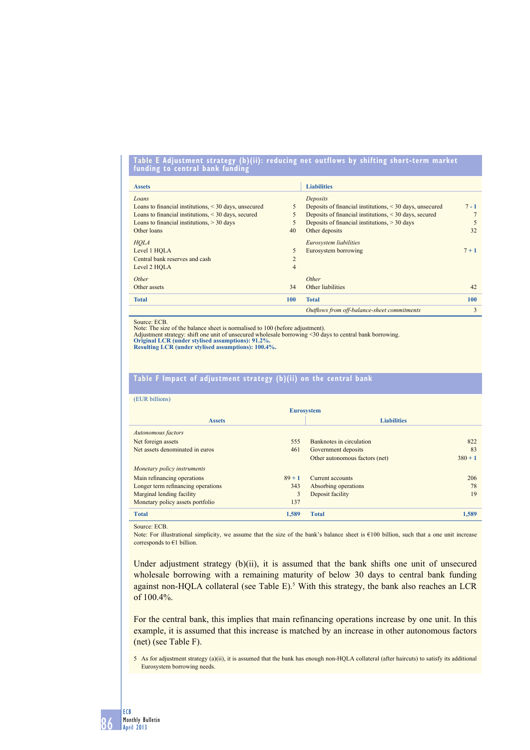**Table E Adjustment strategy (b)(ii): reducing net outflows by shifting short-term market funding to central bank funding**

| Assets | | Liabilities | |
|---|---|---|---|
| *Loans* | | *Deposits* | |
| Loans to financial institutions, < 30 days, unsecured | 5 | Deposits of financial institutions, < 30 days, unsecured | 7 - 1 |
| Loans to financial institutions, < 30 days, secured | 5 | Deposits of financial institutions, < 30 days, secured | 7 |
| Loans to financial institutions, > 30 days | 5 | Deposits of financial institutions, > 30 days | 5 |
| Other loans | 40 | Other deposits | 32 |
| *HQLA* | | *Eurosystem liabilities* | |
| Level 1 HQLA | 5 | Eurosystem borrowing | 7 + 1 |
| Central bank reserves and cash | 2 | | |
| Level 2 HQLA | 4 | | |
| *Other* | | *Other* | |
| Other assets | 34 | Other liabilities | 42 |
| **Total** | **100** | **Total** | **100** |
| | | *Outflows from off-balance-sheet commitments* | 3 |

Source: ECB.
Note: The size of the balance sheet is normalised to 100 (before adjustment).
Adjustment strategy: shift one unit of unsecured wholesale borrowing <30 days to central bank borrowing.
**Original LCR (under stylised assumptions): 91.2%.**
**Resulting LCR (under stylised assumptions): 100.4%.**

**Table F Impact of adjustment strategy (b)(ii) on the central bank**

(EUR billions)

| Eurosystem | | | |
|---|---|---|---|
| **Assets** | | **Liabilities** | |
| *Autonomous factors* | | | |
| Net foreign assets | 555 | Banknotes in circulation | 822 |
| Net assets denominated in euros | 461 | Government deposits | 83 |
| | | Other autonomous factors (net) | 380 + 1 |
| *Monetary policy instruments* | | | |
| Main refinancing operations | 89 + 1 | Current accounts | 206 |
| Longer term refinancing operations | 343 | Absorbing operations | 78 |
| Marginal lending facility | 3 | Deposit facility | 19 |
| Monetary policy assets portfolio | 137 | | |
| **Total** | **1,589** | **Total** | **1,589** |

Source: ECB.
Note: For illustrational simplicity, we assume that the size of the bank's balance sheet is €100 billion, such that a one unit increase corresponds to €1 billion.

Under adjustment strategy (b)(ii), it is assumed that the bank shifts one unit of unsecured wholesale borrowing with a remaining maturity of below 30 days to central bank funding against non-HQLA collateral (see Table E).[5] With this strategy, the bank also reaches an LCR of 100.4%.

For the central bank, this implies that main refinancing operations increase by one unit. In this example, it is assumed that this increase is matched by an increase in other autonomous factors (net) (see Table F).

5 As for adjustment strategy (a)(ii), it is assumed that the bank has enough non-HQLA collateral (after haircuts) to satisfy its additional Eurosystem borrowing needs.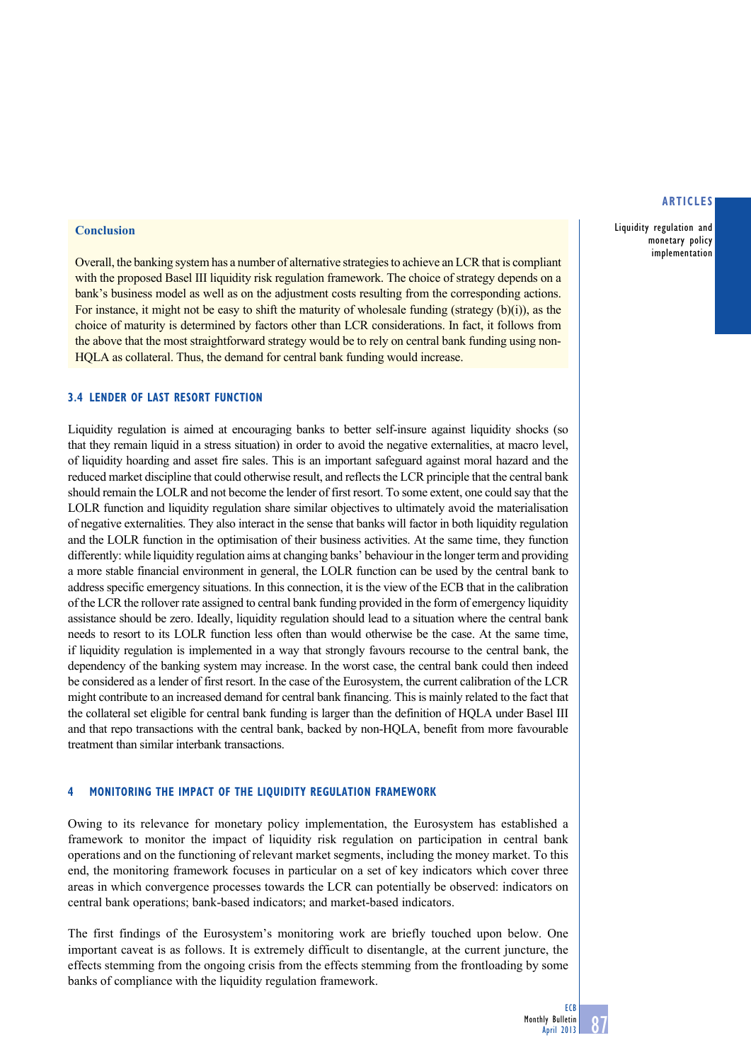**Conclusion**

Overall, the banking system has a number of alternative strategies to achieve an LCR that is compliant with the proposed Basel III liquidity risk regulation framework. The choice of strategy depends on a bank's business model as well as on the adjustment costs resulting from the corresponding actions. For instance, it might not be easy to shift the maturity of wholesale funding (strategy (b)(i)), as the choice of maturity is determined by factors other than LCR considerations. In fact, it follows from the above that the most straightforward strategy would be to rely on central bank funding using non-HQLA as collateral. Thus, the demand for central bank funding would increase.

### 3.4 LENDER OF LAST RESORT FUNCTION

Liquidity regulation is aimed at encouraging banks to better self-insure against liquidity shocks (so that they remain liquid in a stress situation) in order to avoid the negative externalities, at macro level, of liquidity hoarding and asset fire sales. This is an important safeguard against moral hazard and the reduced market discipline that could otherwise result, and reflects the LCR principle that the central bank should remain the LOLR and not become the lender of first resort. To some extent, one could say that the LOLR function and liquidity regulation share similar objectives to ultimately avoid the materialisation of negative externalities. They also interact in the sense that banks will factor in both liquidity regulation and the LOLR function in the optimisation of their business activities. At the same time, they function differently: while liquidity regulation aims at changing banks' behaviour in the longer term and providing a more stable financial environment in general, the LOLR function can be used by the central bank to address specific emergency situations. In this connection, it is the view of the ECB that in the calibration of the LCR the rollover rate assigned to central bank funding provided in the form of emergency liquidity assistance should be zero. Ideally, liquidity regulation should lead to a situation where the central bank needs to resort to its LOLR function less often than would otherwise be the case. At the same time, if liquidity regulation is implemented in a way that strongly favours recourse to the central bank, the dependency of the banking system may increase. In the worst case, the central bank could then indeed be considered as a lender of first resort. In the case of the Eurosystem, the current calibration of the LCR might contribute to an increased demand for central bank financing. This is mainly related to the fact that the collateral set eligible for central bank funding is larger than the definition of HQLA under Basel III and that repo transactions with the central bank, backed by non-HQLA, benefit from more favourable treatment than similar interbank transactions.

## 4 MONITORING THE IMPACT OF THE LIQUIDITY REGULATION FRAMEWORK

Owing to its relevance for monetary policy implementation, the Eurosystem has established a framework to monitor the impact of liquidity risk regulation on participation in central bank operations and on the functioning of relevant market segments, including the money market. To this end, the monitoring framework focuses in particular on a set of key indicators which cover three areas in which convergence processes towards the LCR can potentially be observed: indicators on central bank operations; bank-based indicators; and market-based indicators.

The first findings of the Eurosystem's monitoring work are briefly touched upon below. One important caveat is as follows. It is extremely difficult to disentangle, at the current juncture, the effects stemming from the ongoing crisis from the effects stemming from the frontloading by some banks of compliance with the liquidity regulation framework.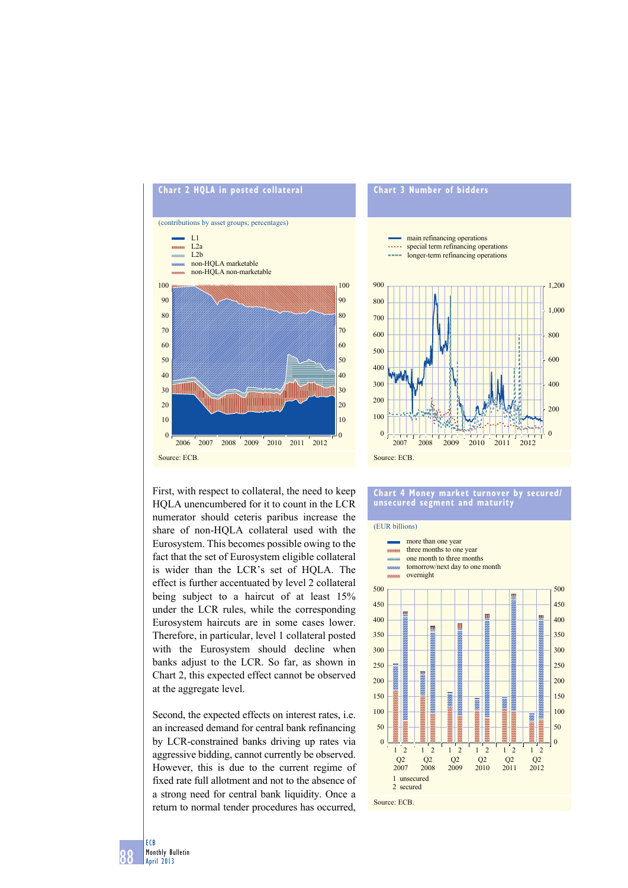**Chart 2 HQLA in posted collateral**

(contributions by asset groups; percentages)

- L1
- L2a
- L2b
- non-HQLA marketable
- non-HQLA non-marketable

Source: ECB.

**Chart 3 Number of bidders**

- main refinancing operations
- special term refinancing operations
- longer-term refinancing operations

Source: ECB.

First, with respect to collateral, the need to keep HQLA unencumbered for it to count in the LCR numerator should ceteris paribus increase the share of non-HQLA collateral used with the Eurosystem. This becomes possible owing to the fact that the set of Eurosystem eligible collateral is wider than the LCR's set of HQLA. The effect is further accentuated by level 2 collateral being subject to a haircut of at least 15% under the LCR rules, while the corresponding Eurosystem haircuts are in some cases lower. Therefore, in particular, level 1 collateral posted with the Eurosystem should decline when banks adjust to the LCR. So far, as shown in Chart 2, this expected effect cannot be observed at the aggregate level.

Second, the expected effects on interest rates, i.e. an increased demand for central bank refinancing by LCR-constrained banks driving up rates via aggressive bidding, cannot currently be observed. However, this is due to the current regime of fixed rate full allotment and not to the absence of a strong need for central bank liquidity. Once a return to normal tender procedures has occurred,

**Chart 4 Money market turnover by secured/unsecured segment and maturity**

(EUR billions)

- more than one year
- three months to one year
- one month to three months
- tomorrow/next day to one month
- overnight

1 unsecured
2 secured

Source: ECB.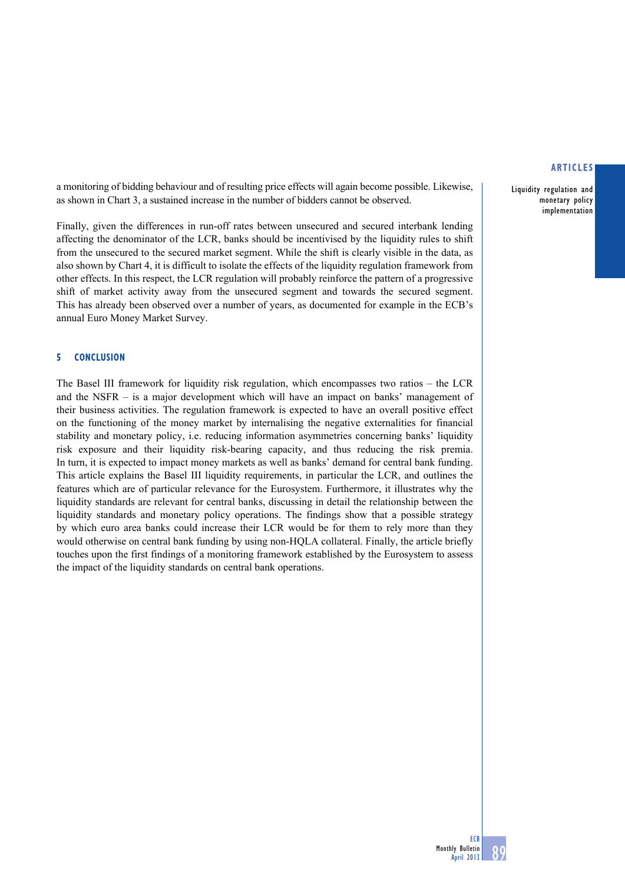a monitoring of bidding behaviour and of resulting price effects will again become possible. Likewise, as shown in Chart 3, a sustained increase in the number of bidders cannot be observed.

Finally, given the differences in run-off rates between unsecured and secured interbank lending affecting the denominator of the LCR, banks should be incentivised by the liquidity rules to shift from the unsecured to the secured market segment. While the shift is clearly visible in the data, as also shown by Chart 4, it is difficult to isolate the effects of the liquidity regulation framework from other effects. In this respect, the LCR regulation will probably reinforce the pattern of a progressive shift of market activity away from the unsecured segment and towards the secured segment. This has already been observed over a number of years, as documented for example in the ECB's annual Euro Money Market Survey.

## 5 CONCLUSION

The Basel III framework for liquidity risk regulation, which encompasses two ratios – the LCR and the NSFR – is a major development which will have an impact on banks' management of their business activities. The regulation framework is expected to have an overall positive effect on the functioning of the money market by internalising the negative externalities for financial stability and monetary policy, i.e. reducing information asymmetries concerning banks' liquidity risk exposure and their liquidity risk-bearing capacity, and thus reducing the risk premia. In turn, it is expected to impact money markets as well as banks' demand for central bank funding. This article explains the Basel III liquidity requirements, in particular the LCR, and outlines the features which are of particular relevance for the Eurosystem. Furthermore, it illustrates why the liquidity standards are relevant for central banks, discussing in detail the relationship between the liquidity standards and monetary policy operations. The findings show that a possible strategy by which euro area banks could increase their LCR would be for them to rely more than they would otherwise on central bank funding by using non-HQLA collateral. Finally, the article briefly touches upon the first findings of a monitoring framework established by the Eurosystem to assess the impact of the liquidity standards on central bank operations.